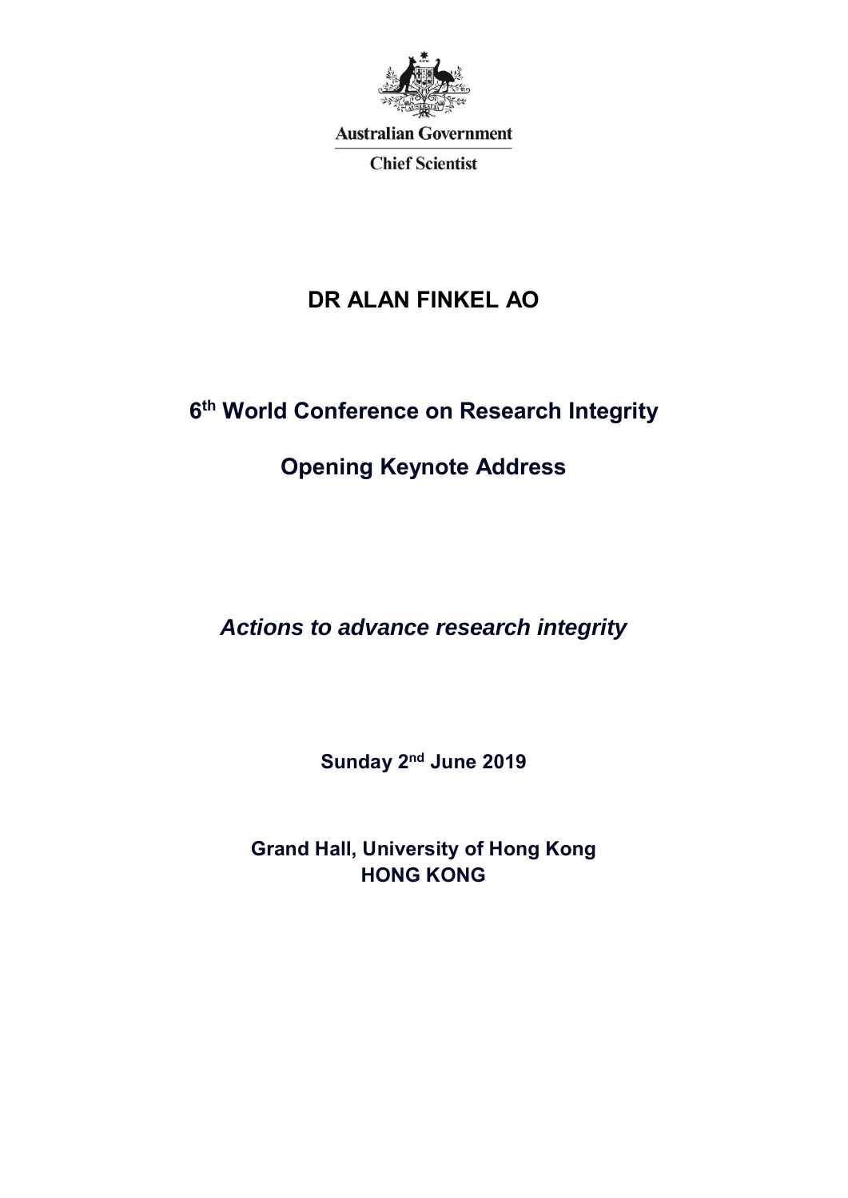Australian Government

Chief Scientist

# DR ALAN FINKEL AO

## 6th World Conference on Research Integrity

## Opening Keynote Address

***Actions to advance research integrity***

**Sunday 2nd June 2019**

**Grand Hall, University of Hong Kong**
**HONG KONG**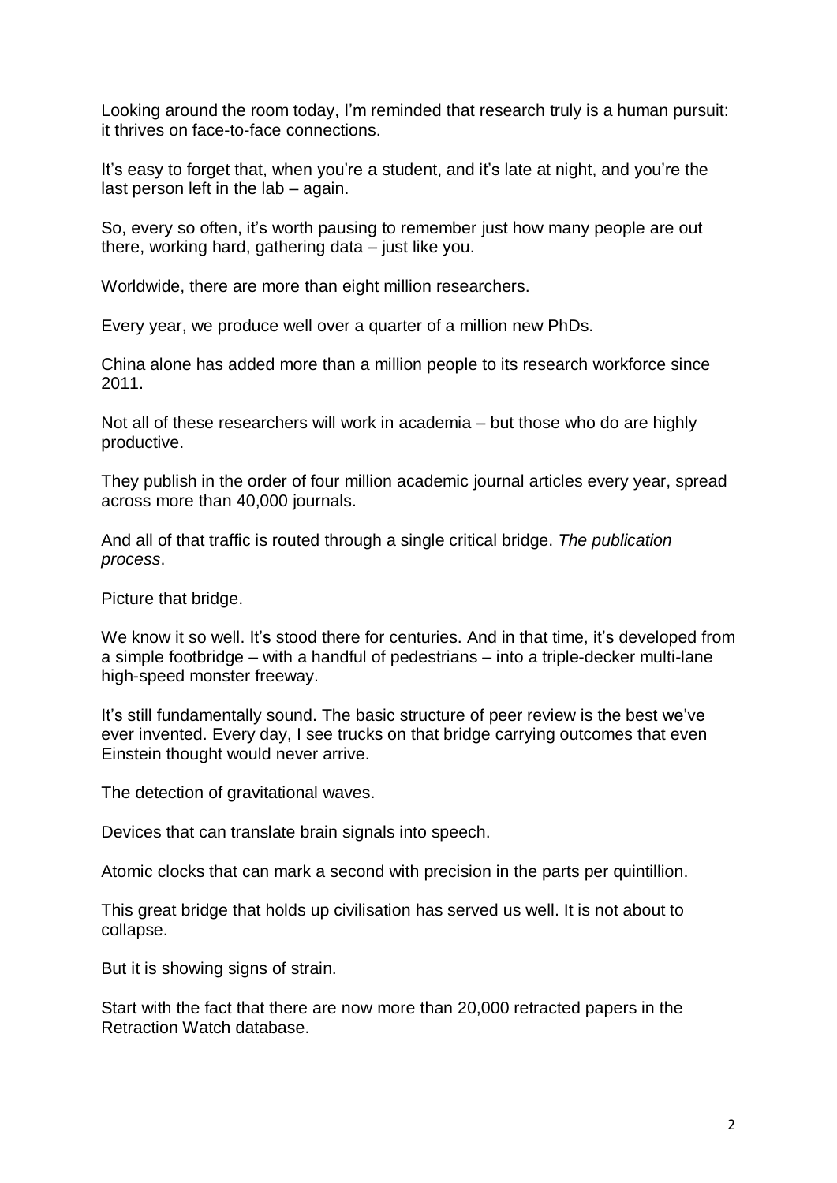Looking around the room today, I'm reminded that research truly is a human pursuit: it thrives on face-to-face connections.

It's easy to forget that, when you're a student, and it's late at night, and you're the last person left in the lab – again.

So, every so often, it's worth pausing to remember just how many people are out there, working hard, gathering data – just like you.

Worldwide, there are more than eight million researchers.

Every year, we produce well over a quarter of a million new PhDs.

China alone has added more than a million people to its research workforce since 2011.

Not all of these researchers will work in academia – but those who do are highly productive.

They publish in the order of four million academic journal articles every year, spread across more than 40,000 journals.

And all of that traffic is routed through a single critical bridge. *The publication process*.

Picture that bridge.

We know it so well. It's stood there for centuries. And in that time, it's developed from a simple footbridge – with a handful of pedestrians – into a triple-decker multi-lane high-speed monster freeway.

It's still fundamentally sound. The basic structure of peer review is the best we've ever invented. Every day, I see trucks on that bridge carrying outcomes that even Einstein thought would never arrive.

The detection of gravitational waves.

Devices that can translate brain signals into speech.

Atomic clocks that can mark a second with precision in the parts per quintillion.

This great bridge that holds up civilisation has served us well. It is not about to collapse.

But it is showing signs of strain.

Start with the fact that there are now more than 20,000 retracted papers in the Retraction Watch database.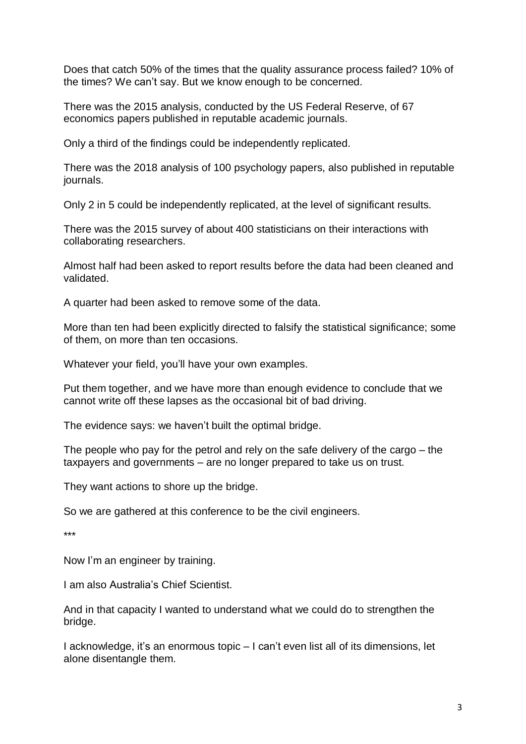Does that catch 50% of the times that the quality assurance process failed? 10% of the times? We can't say. But we know enough to be concerned.

There was the 2015 analysis, conducted by the US Federal Reserve, of 67 economics papers published in reputable academic journals.

Only a third of the findings could be independently replicated.

There was the 2018 analysis of 100 psychology papers, also published in reputable journals.

Only 2 in 5 could be independently replicated, at the level of significant results.

There was the 2015 survey of about 400 statisticians on their interactions with collaborating researchers.

Almost half had been asked to report results before the data had been cleaned and validated.

A quarter had been asked to remove some of the data.

More than ten had been explicitly directed to falsify the statistical significance; some of them, on more than ten occasions.

Whatever your field, you'll have your own examples.

Put them together, and we have more than enough evidence to conclude that we cannot write off these lapses as the occasional bit of bad driving.

The evidence says: we haven't built the optimal bridge.

The people who pay for the petrol and rely on the safe delivery of the cargo – the taxpayers and governments – are no longer prepared to take us on trust.

They want actions to shore up the bridge.

So we are gathered at this conference to be the civil engineers.

\*\*\*

Now I'm an engineer by training.

I am also Australia's Chief Scientist.

And in that capacity I wanted to understand what we could do to strengthen the bridge.

I acknowledge, it's an enormous topic – I can't even list all of its dimensions, let alone disentangle them.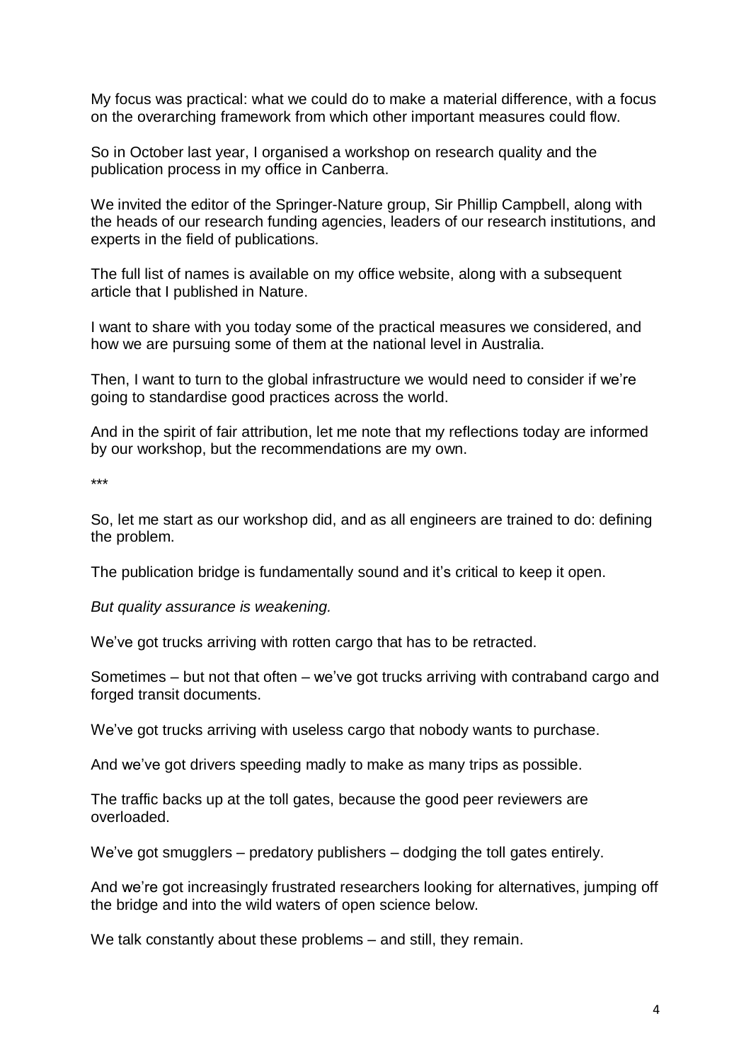My focus was practical: what we could do to make a material difference, with a focus on the overarching framework from which other important measures could flow.

So in October last year, I organised a workshop on research quality and the publication process in my office in Canberra.

We invited the editor of the Springer-Nature group, Sir Phillip Campbell, along with the heads of our research funding agencies, leaders of our research institutions, and experts in the field of publications.

The full list of names is available on my office website, along with a subsequent article that I published in Nature.

I want to share with you today some of the practical measures we considered, and how we are pursuing some of them at the national level in Australia.

Then, I want to turn to the global infrastructure we would need to consider if we're going to standardise good practices across the world.

And in the spirit of fair attribution, let me note that my reflections today are informed by our workshop, but the recommendations are my own.

***

So, let me start as our workshop did, and as all engineers are trained to do: defining the problem.

The publication bridge is fundamentally sound and it's critical to keep it open.

*But quality assurance is weakening.*

We've got trucks arriving with rotten cargo that has to be retracted.

Sometimes – but not that often – we've got trucks arriving with contraband cargo and forged transit documents.

We've got trucks arriving with useless cargo that nobody wants to purchase.

And we've got drivers speeding madly to make as many trips as possible.

The traffic backs up at the toll gates, because the good peer reviewers are overloaded.

We've got smugglers – predatory publishers – dodging the toll gates entirely.

And we're got increasingly frustrated researchers looking for alternatives, jumping off the bridge and into the wild waters of open science below.

We talk constantly about these problems – and still, they remain.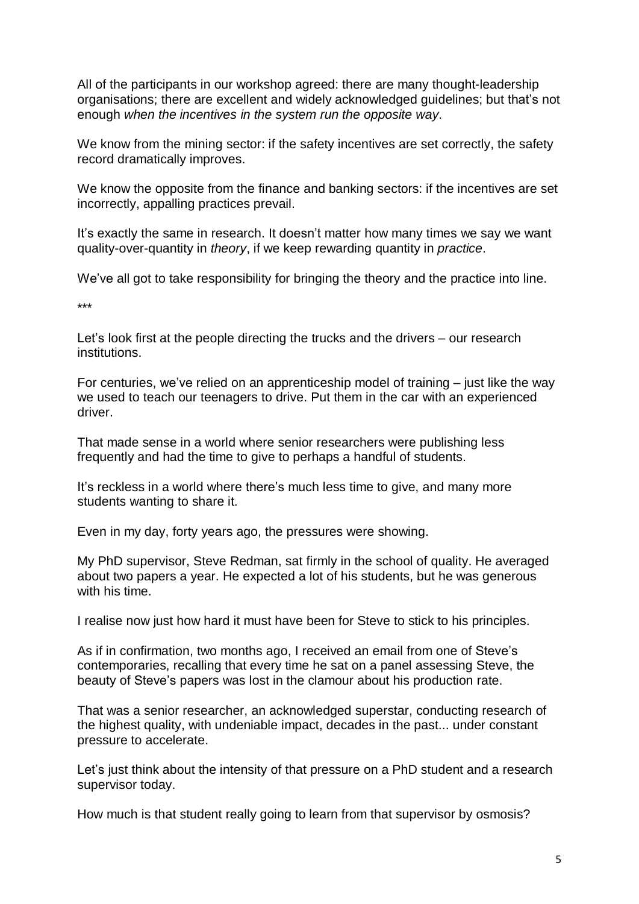All of the participants in our workshop agreed: there are many thought-leadership organisations; there are excellent and widely acknowledged guidelines; but that's not enough *when the incentives in the system run the opposite way*.

We know from the mining sector: if the safety incentives are set correctly, the safety record dramatically improves.

We know the opposite from the finance and banking sectors: if the incentives are set incorrectly, appalling practices prevail.

It's exactly the same in research. It doesn't matter how many times we say we want quality-over-quantity in *theory*, if we keep rewarding quantity in *practice*.

We've all got to take responsibility for bringing the theory and the practice into line.

***

Let's look first at the people directing the trucks and the drivers – our research institutions.

For centuries, we've relied on an apprenticeship model of training – just like the way we used to teach our teenagers to drive. Put them in the car with an experienced driver.

That made sense in a world where senior researchers were publishing less frequently and had the time to give to perhaps a handful of students.

It's reckless in a world where there's much less time to give, and many more students wanting to share it.

Even in my day, forty years ago, the pressures were showing.

My PhD supervisor, Steve Redman, sat firmly in the school of quality. He averaged about two papers a year. He expected a lot of his students, but he was generous with his time.

I realise now just how hard it must have been for Steve to stick to his principles.

As if in confirmation, two months ago, I received an email from one of Steve's contemporaries, recalling that every time he sat on a panel assessing Steve, the beauty of Steve's papers was lost in the clamour about his production rate.

That was a senior researcher, an acknowledged superstar, conducting research of the highest quality, with undeniable impact, decades in the past... under constant pressure to accelerate.

Let's just think about the intensity of that pressure on a PhD student and a research supervisor today.

How much is that student really going to learn from that supervisor by osmosis?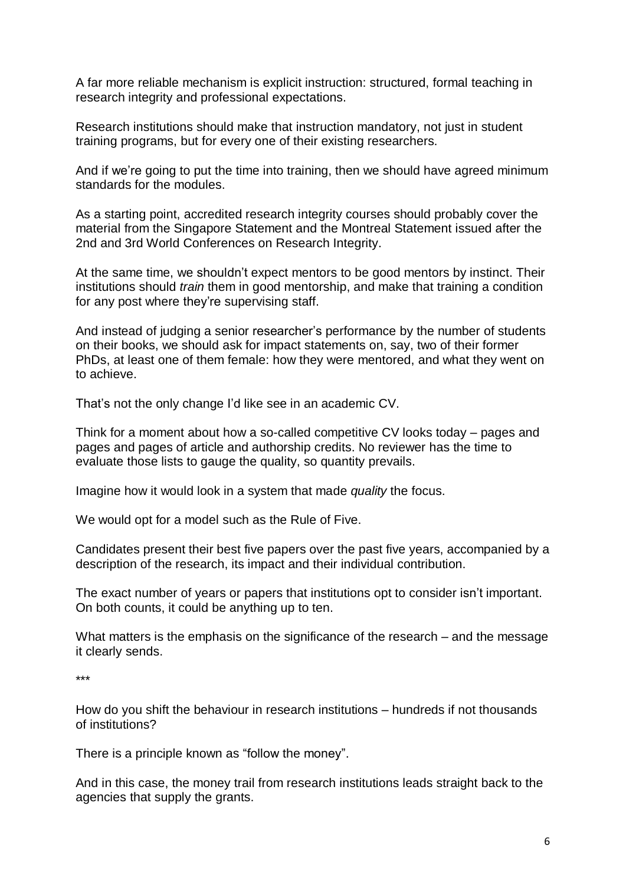A far more reliable mechanism is explicit instruction: structured, formal teaching in research integrity and professional expectations.

Research institutions should make that instruction mandatory, not just in student training programs, but for every one of their existing researchers.

And if we're going to put the time into training, then we should have agreed minimum standards for the modules.

As a starting point, accredited research integrity courses should probably cover the material from the Singapore Statement and the Montreal Statement issued after the 2nd and 3rd World Conferences on Research Integrity.

At the same time, we shouldn't expect mentors to be good mentors by instinct. Their institutions should *train* them in good mentorship, and make that training a condition for any post where they're supervising staff.

And instead of judging a senior researcher's performance by the number of students on their books, we should ask for impact statements on, say, two of their former PhDs, at least one of them female: how they were mentored, and what they went on to achieve.

That's not the only change I'd like see in an academic CV.

Think for a moment about how a so-called competitive CV looks today – pages and pages and pages of article and authorship credits. No reviewer has the time to evaluate those lists to gauge the quality, so quantity prevails.

Imagine how it would look in a system that made *quality* the focus.

We would opt for a model such as the Rule of Five.

Candidates present their best five papers over the past five years, accompanied by a description of the research, its impact and their individual contribution.

The exact number of years or papers that institutions opt to consider isn't important. On both counts, it could be anything up to ten.

What matters is the emphasis on the significance of the research – and the message it clearly sends.

***

How do you shift the behaviour in research institutions – hundreds if not thousands of institutions?

There is a principle known as "follow the money".

And in this case, the money trail from research institutions leads straight back to the agencies that supply the grants.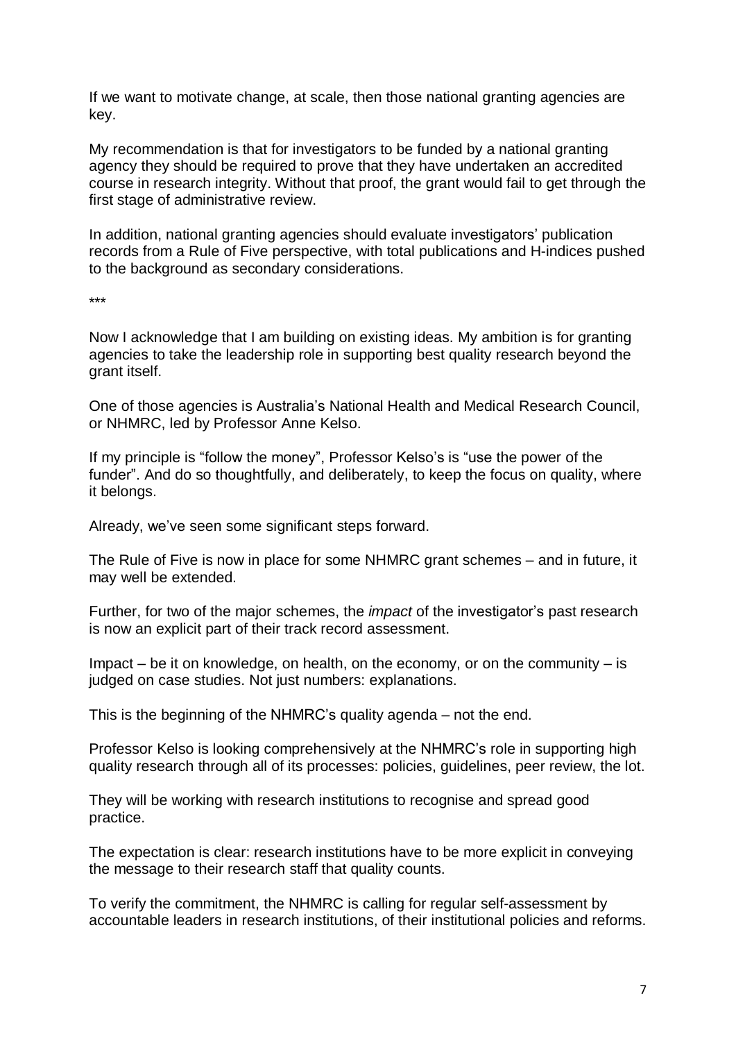If we want to motivate change, at scale, then those national granting agencies are key.

My recommendation is that for investigators to be funded by a national granting agency they should be required to prove that they have undertaken an accredited course in research integrity. Without that proof, the grant would fail to get through the first stage of administrative review.

In addition, national granting agencies should evaluate investigators' publication records from a Rule of Five perspective, with total publications and H-indices pushed to the background as secondary considerations.

***

Now I acknowledge that I am building on existing ideas. My ambition is for granting agencies to take the leadership role in supporting best quality research beyond the grant itself.

One of those agencies is Australia's National Health and Medical Research Council, or NHMRC, led by Professor Anne Kelso.

If my principle is "follow the money", Professor Kelso's is "use the power of the funder". And do so thoughtfully, and deliberately, to keep the focus on quality, where it belongs.

Already, we've seen some significant steps forward.

The Rule of Five is now in place for some NHMRC grant schemes – and in future, it may well be extended.

Further, for two of the major schemes, the *impact* of the investigator's past research is now an explicit part of their track record assessment.

Impact – be it on knowledge, on health, on the economy, or on the community – is judged on case studies. Not just numbers: explanations.

This is the beginning of the NHMRC's quality agenda – not the end.

Professor Kelso is looking comprehensively at the NHMRC's role in supporting high quality research through all of its processes: policies, guidelines, peer review, the lot.

They will be working with research institutions to recognise and spread good practice.

The expectation is clear: research institutions have to be more explicit in conveying the message to their research staff that quality counts.

To verify the commitment, the NHMRC is calling for regular self-assessment by accountable leaders in research institutions, of their institutional policies and reforms.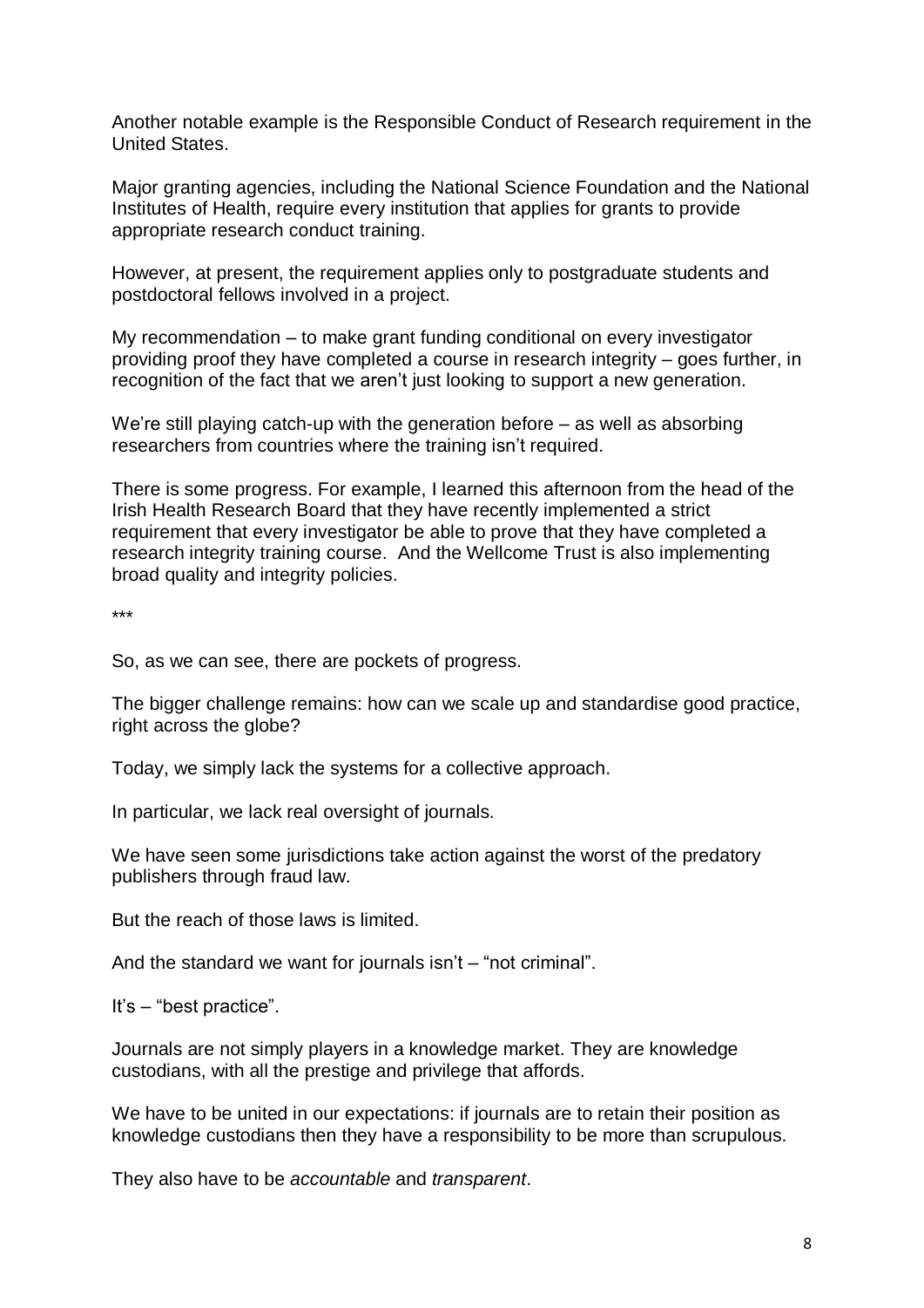Another notable example is the Responsible Conduct of Research requirement in the United States.

Major granting agencies, including the National Science Foundation and the National Institutes of Health, require every institution that applies for grants to provide appropriate research conduct training.

However, at present, the requirement applies only to postgraduate students and postdoctoral fellows involved in a project.

My recommendation – to make grant funding conditional on every investigator providing proof they have completed a course in research integrity – goes further, in recognition of the fact that we aren't just looking to support a new generation.

We're still playing catch-up with the generation before – as well as absorbing researchers from countries where the training isn't required.

There is some progress. For example, I learned this afternoon from the head of the Irish Health Research Board that they have recently implemented a strict requirement that every investigator be able to prove that they have completed a research integrity training course. And the Wellcome Trust is also implementing broad quality and integrity policies.

***

So, as we can see, there are pockets of progress.

The bigger challenge remains: how can we scale up and standardise good practice, right across the globe?

Today, we simply lack the systems for a collective approach.

In particular, we lack real oversight of journals.

We have seen some jurisdictions take action against the worst of the predatory publishers through fraud law.

But the reach of those laws is limited.

And the standard we want for journals isn't – "not criminal".

It's – "best practice".

Journals are not simply players in a knowledge market. They are knowledge custodians, with all the prestige and privilege that affords.

We have to be united in our expectations: if journals are to retain their position as knowledge custodians then they have a responsibility to be more than scrupulous.

They also have to be *accountable* and *transparent*.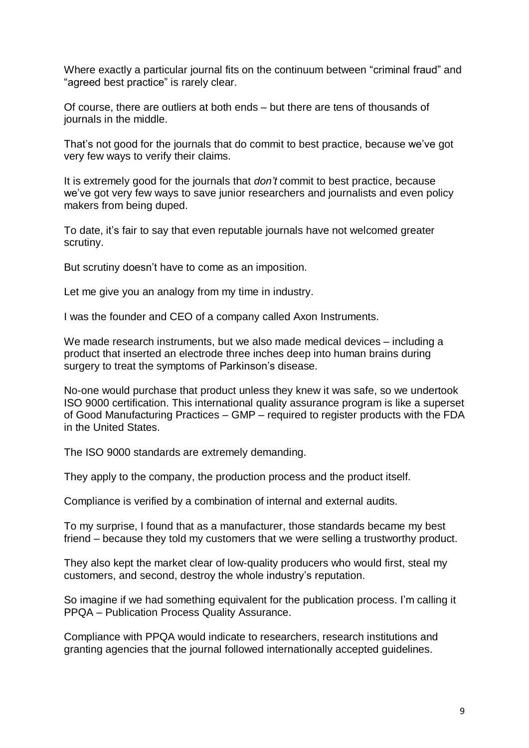Where exactly a particular journal fits on the continuum between "criminal fraud" and "agreed best practice" is rarely clear.

Of course, there are outliers at both ends – but there are tens of thousands of journals in the middle.

That's not good for the journals that do commit to best practice, because we've got very few ways to verify their claims.

It is extremely good for the journals that *don't* commit to best practice, because we've got very few ways to save junior researchers and journalists and even policy makers from being duped.

To date, it's fair to say that even reputable journals have not welcomed greater scrutiny.

But scrutiny doesn't have to come as an imposition.

Let me give you an analogy from my time in industry.

I was the founder and CEO of a company called Axon Instruments.

We made research instruments, but we also made medical devices – including a product that inserted an electrode three inches deep into human brains during surgery to treat the symptoms of Parkinson's disease.

No-one would purchase that product unless they knew it was safe, so we undertook ISO 9000 certification. This international quality assurance program is like a superset of Good Manufacturing Practices – GMP – required to register products with the FDA in the United States.

The ISO 9000 standards are extremely demanding.

They apply to the company, the production process and the product itself.

Compliance is verified by a combination of internal and external audits.

To my surprise, I found that as a manufacturer, those standards became my best friend – because they told my customers that we were selling a trustworthy product.

They also kept the market clear of low-quality producers who would first, steal my customers, and second, destroy the whole industry's reputation.

So imagine if we had something equivalent for the publication process. I'm calling it PPQA – Publication Process Quality Assurance.

Compliance with PPQA would indicate to researchers, research institutions and granting agencies that the journal followed internationally accepted guidelines.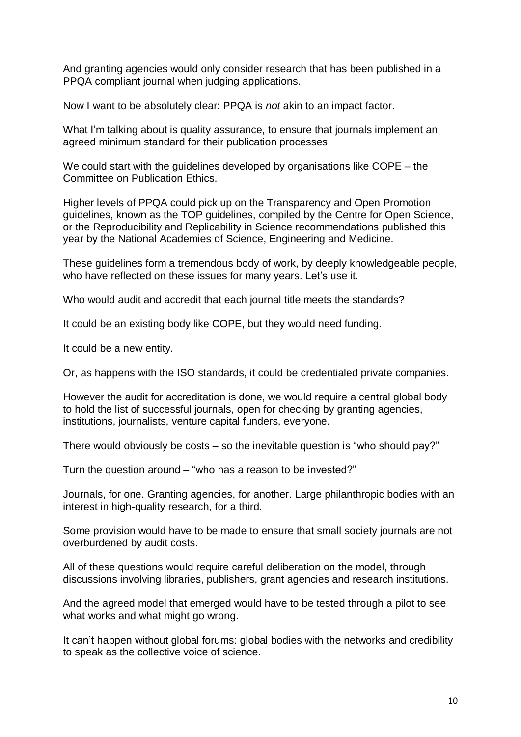And granting agencies would only consider research that has been published in a PPQA compliant journal when judging applications.

Now I want to be absolutely clear: PPQA is *not* akin to an impact factor.

What I'm talking about is quality assurance, to ensure that journals implement an agreed minimum standard for their publication processes.

We could start with the guidelines developed by organisations like COPE – the Committee on Publication Ethics.

Higher levels of PPQA could pick up on the Transparency and Open Promotion guidelines, known as the TOP guidelines, compiled by the Centre for Open Science, or the Reproducibility and Replicability in Science recommendations published this year by the National Academies of Science, Engineering and Medicine.

These guidelines form a tremendous body of work, by deeply knowledgeable people, who have reflected on these issues for many years. Let's use it.

Who would audit and accredit that each journal title meets the standards?

It could be an existing body like COPE, but they would need funding.

It could be a new entity.

Or, as happens with the ISO standards, it could be credentialed private companies.

However the audit for accreditation is done, we would require a central global body to hold the list of successful journals, open for checking by granting agencies, institutions, journalists, venture capital funders, everyone.

There would obviously be costs – so the inevitable question is "who should pay?"

Turn the question around – "who has a reason to be invested?"

Journals, for one. Granting agencies, for another. Large philanthropic bodies with an interest in high-quality research, for a third.

Some provision would have to be made to ensure that small society journals are not overburdened by audit costs.

All of these questions would require careful deliberation on the model, through discussions involving libraries, publishers, grant agencies and research institutions.

And the agreed model that emerged would have to be tested through a pilot to see what works and what might go wrong.

It can't happen without global forums: global bodies with the networks and credibility to speak as the collective voice of science.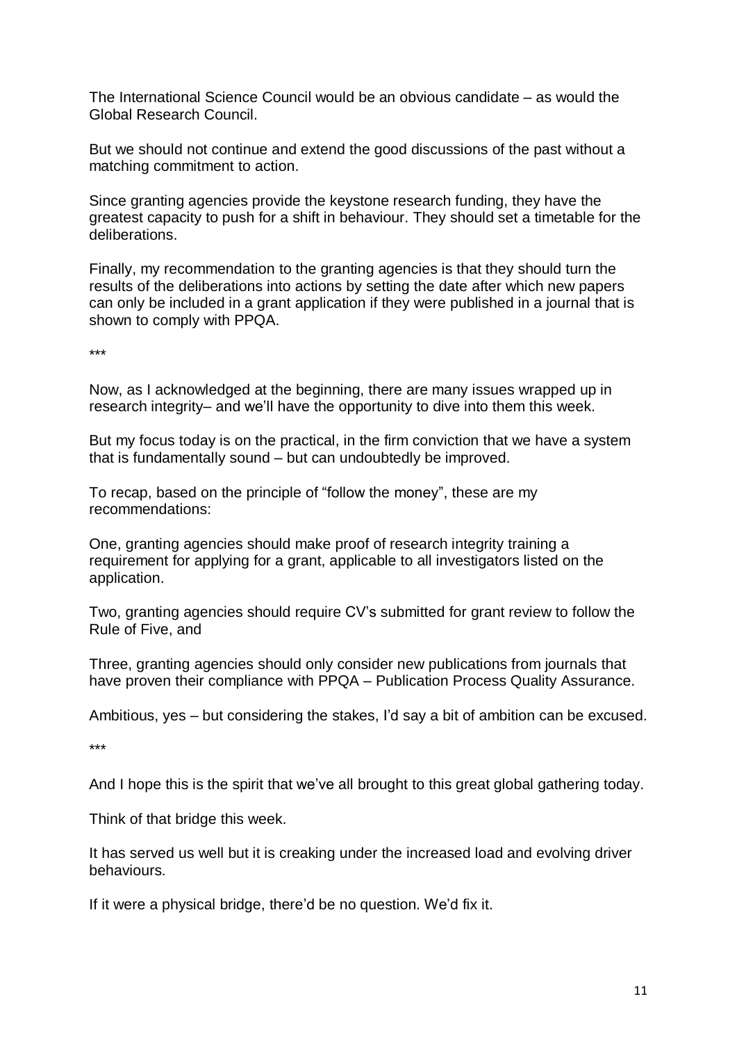The International Science Council would be an obvious candidate – as would the Global Research Council.

But we should not continue and extend the good discussions of the past without a matching commitment to action.

Since granting agencies provide the keystone research funding, they have the greatest capacity to push for a shift in behaviour. They should set a timetable for the deliberations.

Finally, my recommendation to the granting agencies is that they should turn the results of the deliberations into actions by setting the date after which new papers can only be included in a grant application if they were published in a journal that is shown to comply with PPQA.

***

Now, as I acknowledged at the beginning, there are many issues wrapped up in research integrity– and we'll have the opportunity to dive into them this week.

But my focus today is on the practical, in the firm conviction that we have a system that is fundamentally sound – but can undoubtedly be improved.

To recap, based on the principle of "follow the money", these are my recommendations:

One, granting agencies should make proof of research integrity training a requirement for applying for a grant, applicable to all investigators listed on the application.

Two, granting agencies should require CV's submitted for grant review to follow the Rule of Five, and

Three, granting agencies should only consider new publications from journals that have proven their compliance with PPQA – Publication Process Quality Assurance.

Ambitious, yes – but considering the stakes, I'd say a bit of ambition can be excused.

***

And I hope this is the spirit that we've all brought to this great global gathering today.

Think of that bridge this week.

It has served us well but it is creaking under the increased load and evolving driver behaviours.

If it were a physical bridge, there'd be no question. We'd fix it.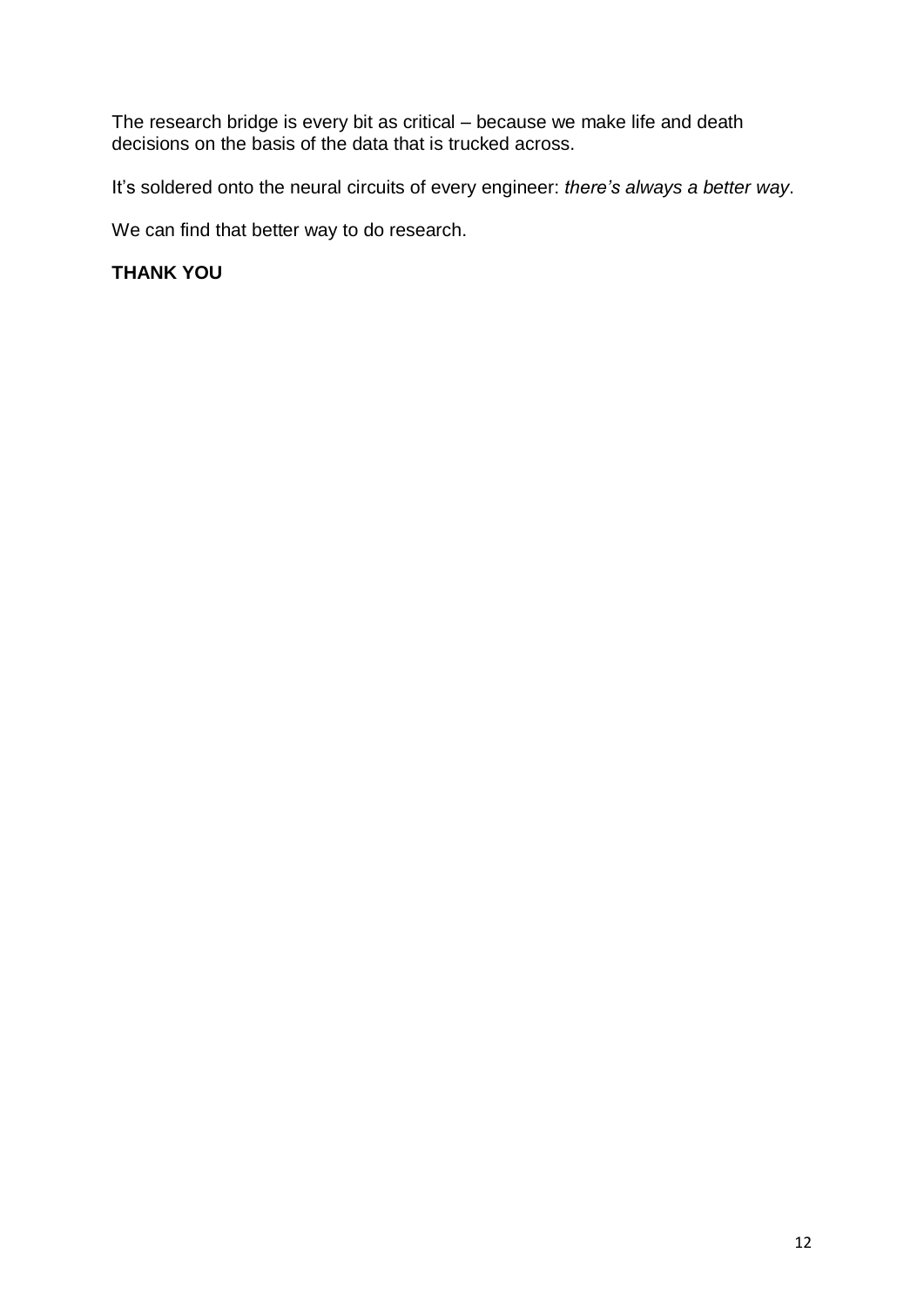The research bridge is every bit as critical – because we make life and death decisions on the basis of the data that is trucked across.

It's soldered onto the neural circuits of every engineer: *there's always a better way*.

We can find that better way to do research.

**THANK YOU**